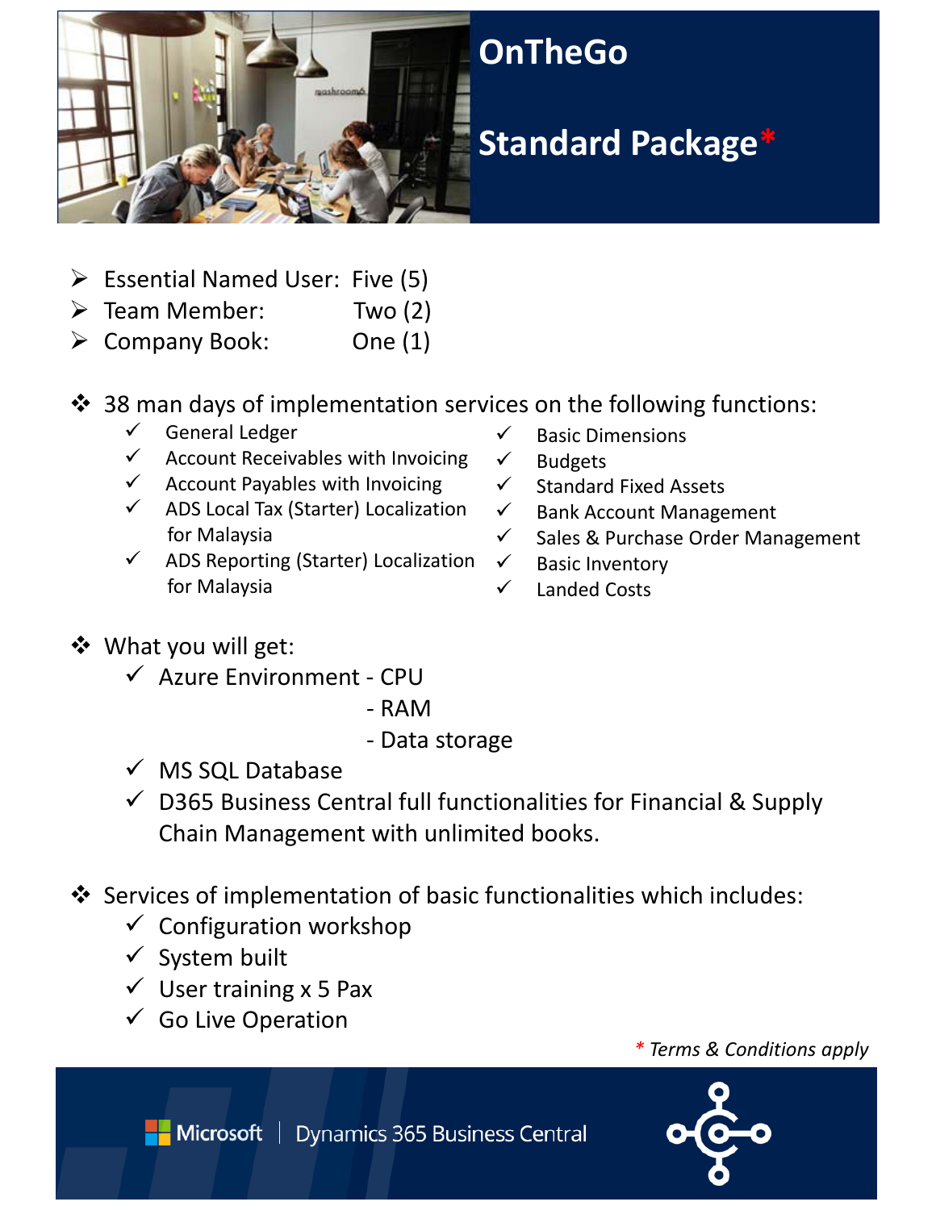# OnTheGo

## Standard Package*

- Essential Named User: Five (5)
- Team Member: Two (2)
- Company Book: One (1)

- 38 man days of implementation services on the following functions:
  - ✓ General Ledger
  - ✓ Account Receivables with Invoicing
  - ✓ Account Payables with Invoicing
  - ✓ ADS Local Tax (Starter) Localization for Malaysia
  - ✓ ADS Reporting (Starter) Localization for Malaysia
  - ✓ Basic Dimensions
  - ✓ Budgets
  - ✓ Standard Fixed Assets
  - ✓ Bank Account Management
  - ✓ Sales & Purchase Order Management
  - ✓ Basic Inventory
  - ✓ Landed Costs

- What you will get:
  - ✓ Azure Environment - CPU
    - RAM
    - Data storage
  - ✓ MS SQL Database
  - ✓ D365 Business Central full functionalities for Financial & Supply Chain Management with unlimited books.

- Services of implementation of basic functionalities which includes:
  - ✓ Configuration workshop
  - ✓ System built
  - ✓ User training x 5 Pax
  - ✓ Go Live Operation

*\* Terms & Conditions apply*

Microsoft | Dynamics 365 Business Central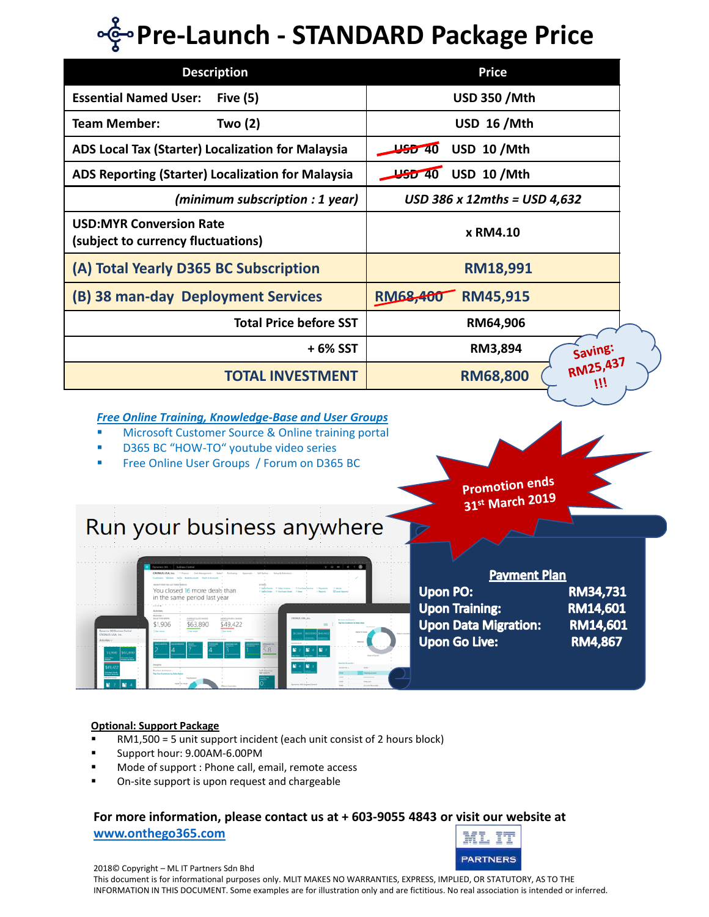# Pre-Launch - STANDARD Package Price

| Description | Price |
|---|---|
| Essential Named User: Five (5) | USD 350 /Mth |
| Team Member: Two (2) | USD 16 /Mth |
| ADS Local Tax (Starter) Localization for Malaysia | ~~USD 40~~ USD 10 /Mth |
| ADS Reporting (Starter) Localization for Malaysia | ~~USD 40~~ USD 10 /Mth |
| *(minimum subscription : 1 year)* | *USD 386 x 12mths = USD 4,632* |
| USD:MYR Conversion Rate (subject to currency fluctuations) | x RM4.10 |
| **(A) Total Yearly D365 BC Subscription** | **RM18,991** |
| **(B) 38 man-day Deployment Services** | ~~RM68,400~~ **RM45,915** |
| **Total Price before SST** | **RM64,906** |
| **+ 6% SST** | **RM3,894** |
| **TOTAL INVESTMENT** | **RM68,800** |

Saving: RM25,437 !!!

***Free Online Training, Knowledge-Base and User Groups***

- Microsoft Customer Source & Online training portal
- D365 BC "HOW-TO" youtube video series
- Free Online User Groups / Forum on D365 BC

Promotion ends 31st March 2019

Run your business anywhere

**Payment Plan**

| | |
|---|---|
| Upon PO: | RM34,731 |
| Upon Training: | RM14,601 |
| Upon Data Migration: | RM14,601 |
| Upon Go Live: | RM4,867 |

**Optional: Support Package**

- RM1,500 = 5 unit support incident (each unit consist of 2 hours block)
- Support hour: 9.00AM-6.00PM
- Mode of support : Phone call, email, remote access
- On-site support is upon request and chargeable

**For more information, please contact us at + 603-9055 4843 or visit our website at www.onthego365.com**

ML IT PARTNERS

2018© Copyright – ML IT Partners Sdn Bhd

This document is for informational purposes only. MLIT MAKES NO WARRANTIES, EXPRESS, IMPLIED, OR STATUTORY, AS TO THE INFORMATION IN THIS DOCUMENT. Some examples are for illustration only and are fictitious. No real association is intended or inferred.